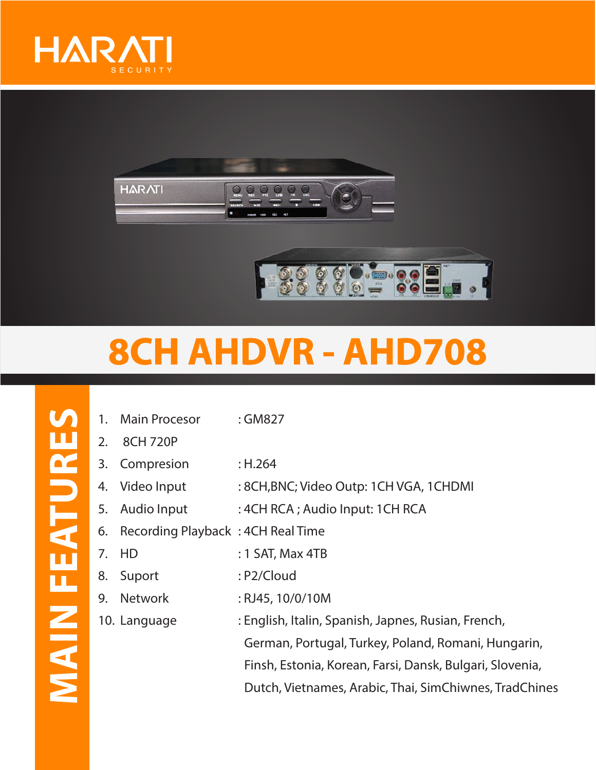# HARATI SECURITY

## 8CH AHDVR - AHD708

### MAIN FEATURES

1. Main Procesor : GM827
2. 8CH 720P
3. Compresion : H.264
4. Video Input : 8CH,BNC; Video Outp: 1CH VGA, 1CHDMI
5. Audio Input : 4CH RCA ; Audio Input: 1CH RCA
6. Recording Playback : 4CH Real Time
7. HD : 1 SAT, Max 4TB
8. Suport : P2/Cloud
9. Network : RJ45, 10/0/10M
10. Language : English, Italin, Spanish, Japnes, Rusian, French, German, Portugal, Turkey, Poland, Romani, Hungarin, Finsh, Estonia, Korean, Farsi, Dansk, Bulgari, Slovenia, Dutch, Vietnames, Arabic, Thai, SimChiwnes, TradChines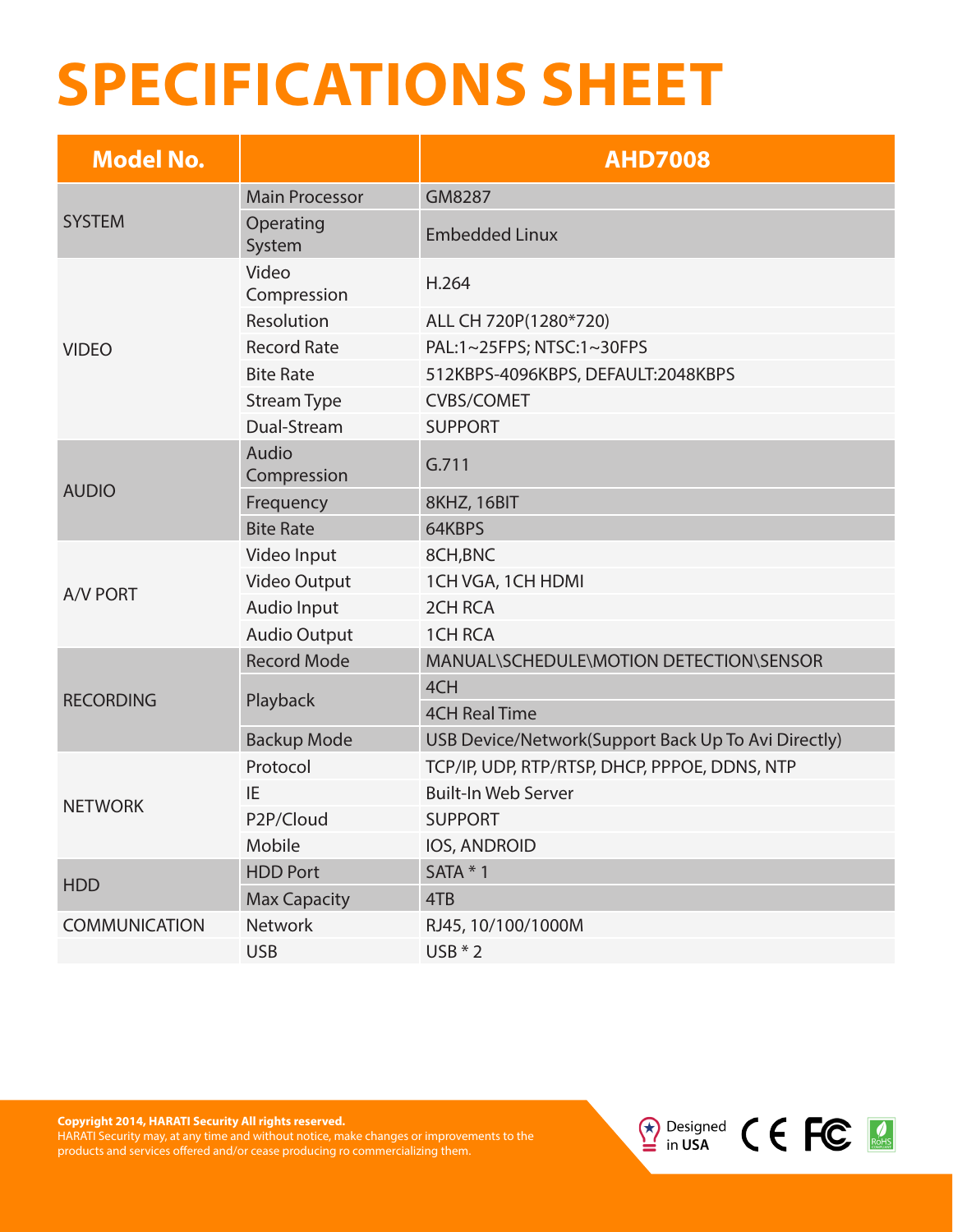# SPECIFICATIONS SHEET

| Model No. | | AHD7008 |
|---|---|---|
| SYSTEM | Main Processor | GM8287 |
| | Operating System | Embedded Linux |
| VIDEO | Video Compression | H.264 |
| | Resolution | ALL CH 720P(1280*720) |
| | Record Rate | PAL:1~25FPS; NTSC:1~30FPS |
| | Bite Rate | 512KBPS-4096KBPS, DEFAULT:2048KBPS |
| | Stream Type | CVBS/COMET |
| | Dual-Stream | SUPPORT |
| AUDIO | Audio Compression | G.711 |
| | Frequency | 8KHZ, 16BIT |
| | Bite Rate | 64KBPS |
| A/V PORT | Video Input | 8CH,BNC |
| | Video Output | 1CH VGA, 1CH HDMI |
| | Audio Input | 2CH RCA |
| | Audio Output | 1CH RCA |
| RECORDING | Record Mode | MANUAL\SCHEDULE\MOTION DETECTION\SENSOR |
| | Playback | 4CH |
| | | 4CH Real Time |
| | Backup Mode | USB Device/Network(Support Back Up To Avi Directly) |
| NETWORK | Protocol | TCP/IP, UDP, RTP/RTSP, DHCP, PPPOE, DDNS, NTP |
| | IE | Built-In Web Server |
| | P2P/Cloud | SUPPORT |
| | Mobile | IOS, ANDROID |
| HDD | HDD Port | SATA * 1 |
| | Max Capacity | 4TB |
| COMMUNICATION | Network | RJ45, 10/100/1000M |
| | USB | USB * 2 |

**Copyright 2014, HARATI Security All rights reserved.**
HARATI Security may, at any time and without notice, make changes or improvements to the products and services offered and/or cease producing ro commercializing them.

Designed in USA